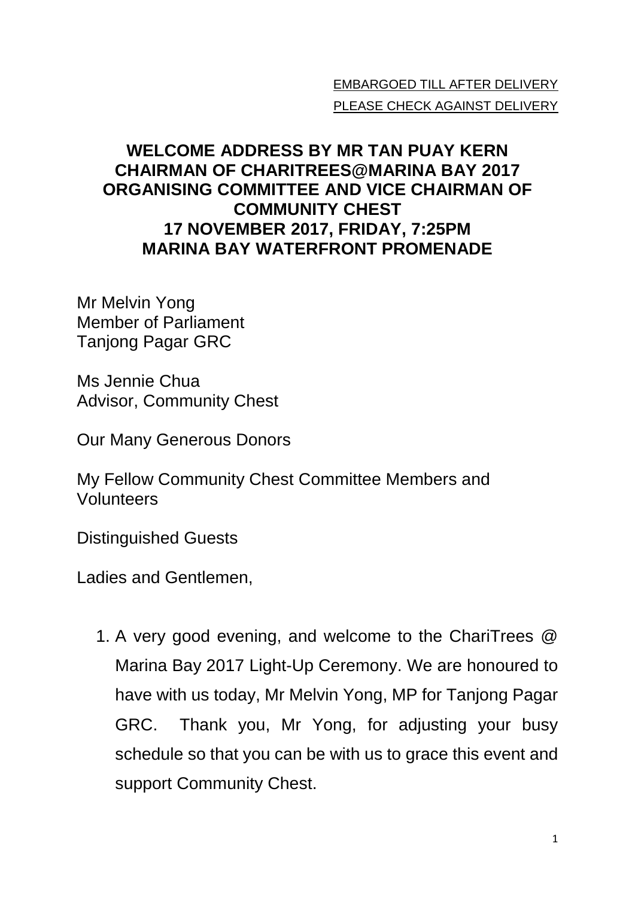EMBARGOED TILL AFTER DELIVERY
PLEASE CHECK AGAINST DELIVERY

# WELCOME ADDRESS BY MR TAN PUAY KERN CHAIRMAN OF CHARITREES@MARINA BAY 2017 ORGANISING COMMITTEE AND VICE CHAIRMAN OF COMMUNITY CHEST 17 NOVEMBER 2017, FRIDAY, 7:25PM MARINA BAY WATERFRONT PROMENADE

Mr Melvin Yong
Member of Parliament
Tanjong Pagar GRC

Ms Jennie Chua
Advisor, Community Chest

Our Many Generous Donors

My Fellow Community Chest Committee Members and Volunteers

Distinguished Guests

Ladies and Gentlemen,

1. A very good evening, and welcome to the ChariTrees @ Marina Bay 2017 Light-Up Ceremony. We are honoured to have with us today, Mr Melvin Yong, MP for Tanjong Pagar GRC. Thank you, Mr Yong, for adjusting your busy schedule so that you can be with us to grace this event and support Community Chest.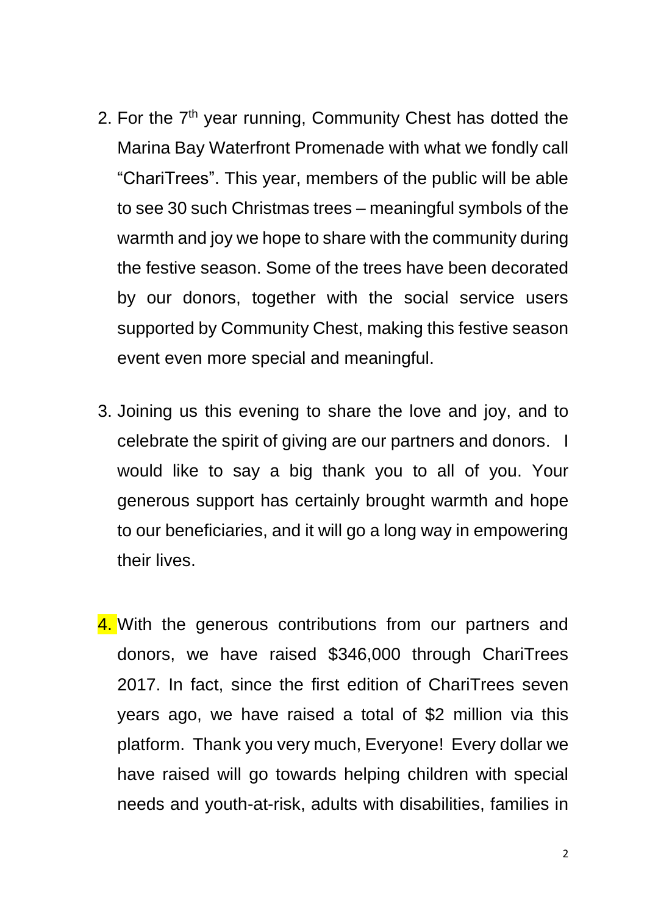2. For the 7th year running, Community Chest has dotted the Marina Bay Waterfront Promenade with what we fondly call "ChariTrees". This year, members of the public will be able to see 30 such Christmas trees – meaningful symbols of the warmth and joy we hope to share with the community during the festive season. Some of the trees have been decorated by our donors, together with the social service users supported by Community Chest, making this festive season event even more special and meaningful.

3. Joining us this evening to share the love and joy, and to celebrate the spirit of giving are our partners and donors. I would like to say a big thank you to all of you. Your generous support has certainly brought warmth and hope to our beneficiaries, and it will go a long way in empowering their lives.

4. With the generous contributions from our partners and donors, we have raised $346,000 through ChariTrees 2017. In fact, since the first edition of ChariTrees seven years ago, we have raised a total of $2 million via this platform. Thank you very much, Everyone! Every dollar we have raised will go towards helping children with special needs and youth-at-risk, adults with disabilities, families in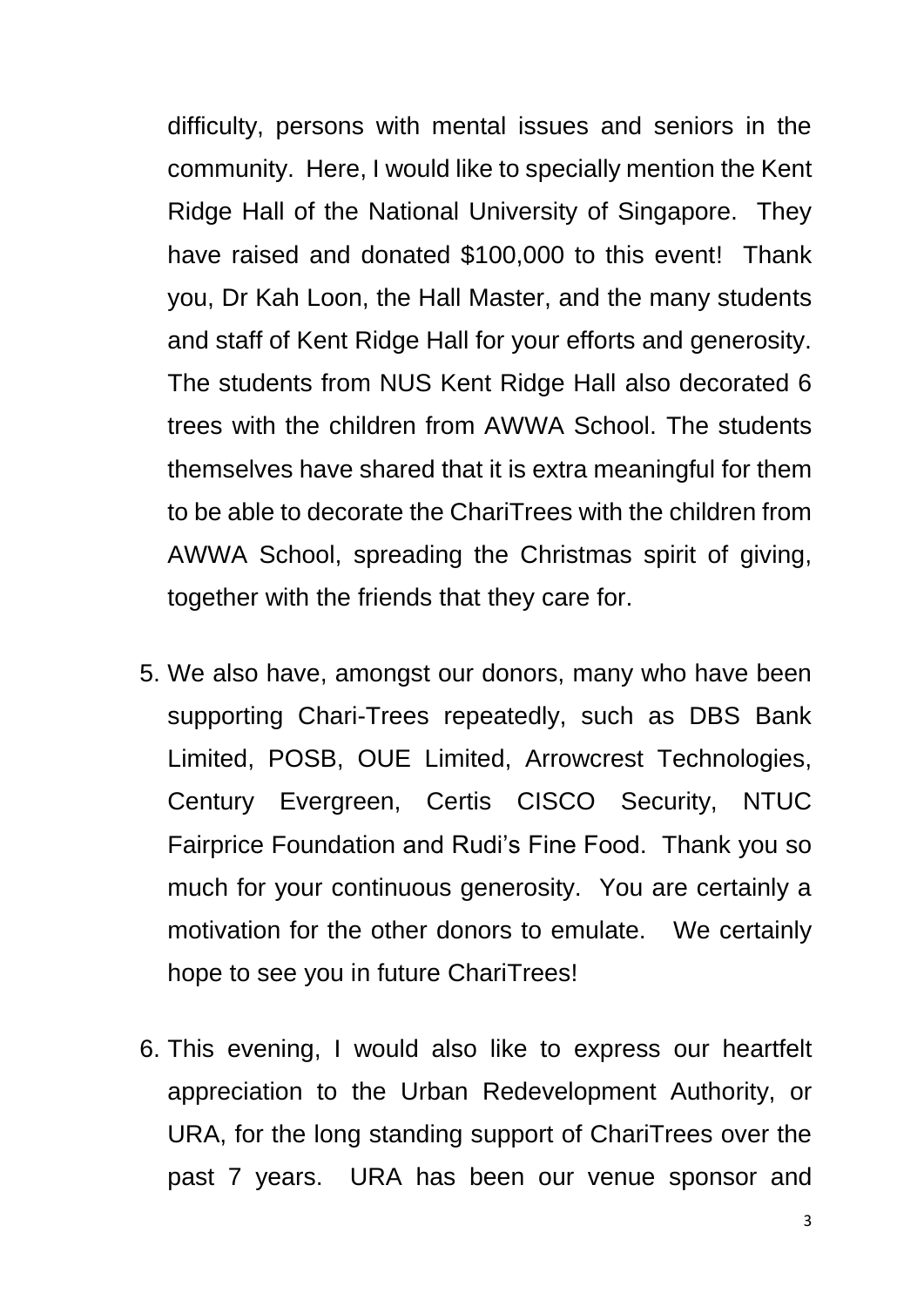difficulty, persons with mental issues and seniors in the community. Here, I would like to specially mention the Kent Ridge Hall of the National University of Singapore. They have raised and donated $100,000 to this event! Thank you, Dr Kah Loon, the Hall Master, and the many students and staff of Kent Ridge Hall for your efforts and generosity. The students from NUS Kent Ridge Hall also decorated 6 trees with the children from AWWA School. The students themselves have shared that it is extra meaningful for them to be able to decorate the ChariTrees with the children from AWWA School, spreading the Christmas spirit of giving, together with the friends that they care for.

5. We also have, amongst our donors, many who have been supporting Chari-Trees repeatedly, such as DBS Bank Limited, POSB, OUE Limited, Arrowcrest Technologies, Century Evergreen, Certis CISCO Security, NTUC Fairprice Foundation and Rudi's Fine Food. Thank you so much for your continuous generosity. You are certainly a motivation for the other donors to emulate. We certainly hope to see you in future ChariTrees!

6. This evening, I would also like to express our heartfelt appreciation to the Urban Redevelopment Authority, or URA, for the long standing support of ChariTrees over the past 7 years. URA has been our venue sponsor and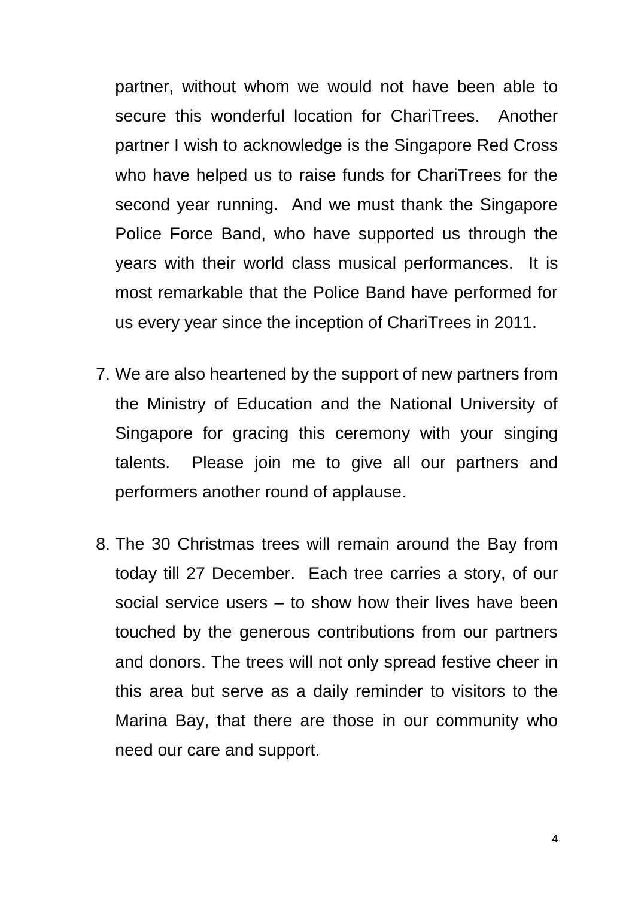partner, without whom we would not have been able to secure this wonderful location for ChariTrees. Another partner I wish to acknowledge is the Singapore Red Cross who have helped us to raise funds for ChariTrees for the second year running. And we must thank the Singapore Police Force Band, who have supported us through the years with their world class musical performances. It is most remarkable that the Police Band have performed for us every year since the inception of ChariTrees in 2011.

7. We are also heartened by the support of new partners from the Ministry of Education and the National University of Singapore for gracing this ceremony with your singing talents. Please join me to give all our partners and performers another round of applause.

8. The 30 Christmas trees will remain around the Bay from today till 27 December. Each tree carries a story, of our social service users – to show how their lives have been touched by the generous contributions from our partners and donors. The trees will not only spread festive cheer in this area but serve as a daily reminder to visitors to the Marina Bay, that there are those in our community who need our care and support.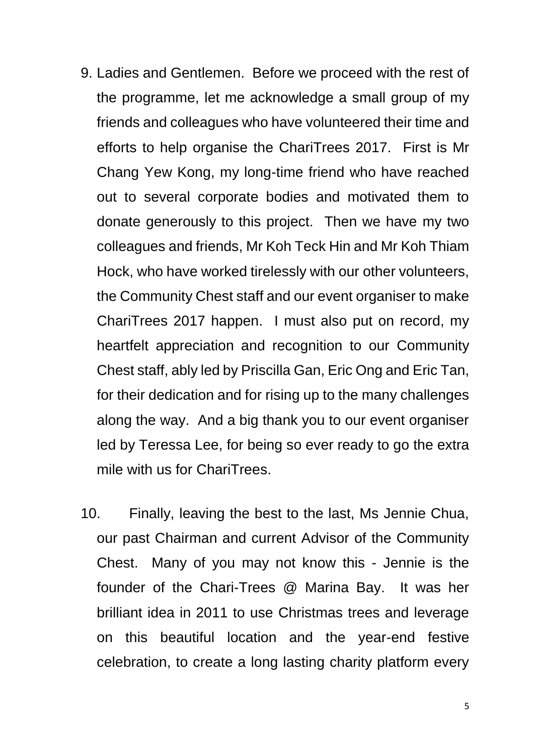9. Ladies and Gentlemen. Before we proceed with the rest of the programme, let me acknowledge a small group of my friends and colleagues who have volunteered their time and efforts to help organise the ChariTrees 2017. First is Mr Chang Yew Kong, my long-time friend who have reached out to several corporate bodies and motivated them to donate generously to this project. Then we have my two colleagues and friends, Mr Koh Teck Hin and Mr Koh Thiam Hock, who have worked tirelessly with our other volunteers, the Community Chest staff and our event organiser to make ChariTrees 2017 happen. I must also put on record, my heartfelt appreciation and recognition to our Community Chest staff, ably led by Priscilla Gan, Eric Ong and Eric Tan, for their dedication and for rising up to the many challenges along the way. And a big thank you to our event organiser led by Teressa Lee, for being so ever ready to go the extra mile with us for ChariTrees.

10. Finally, leaving the best to the last, Ms Jennie Chua, our past Chairman and current Advisor of the Community Chest. Many of you may not know this - Jennie is the founder of the Chari-Trees @ Marina Bay. It was her brilliant idea in 2011 to use Christmas trees and leverage on this beautiful location and the year-end festive celebration, to create a long lasting charity platform every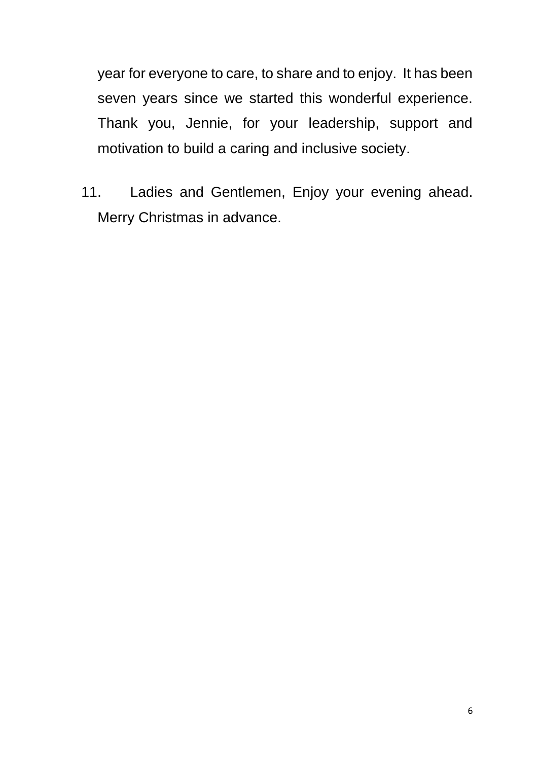year for everyone to care, to share and to enjoy. It has been seven years since we started this wonderful experience. Thank you, Jennie, for your leadership, support and motivation to build a caring and inclusive society.

11. Ladies and Gentlemen, Enjoy your evening ahead. Merry Christmas in advance.